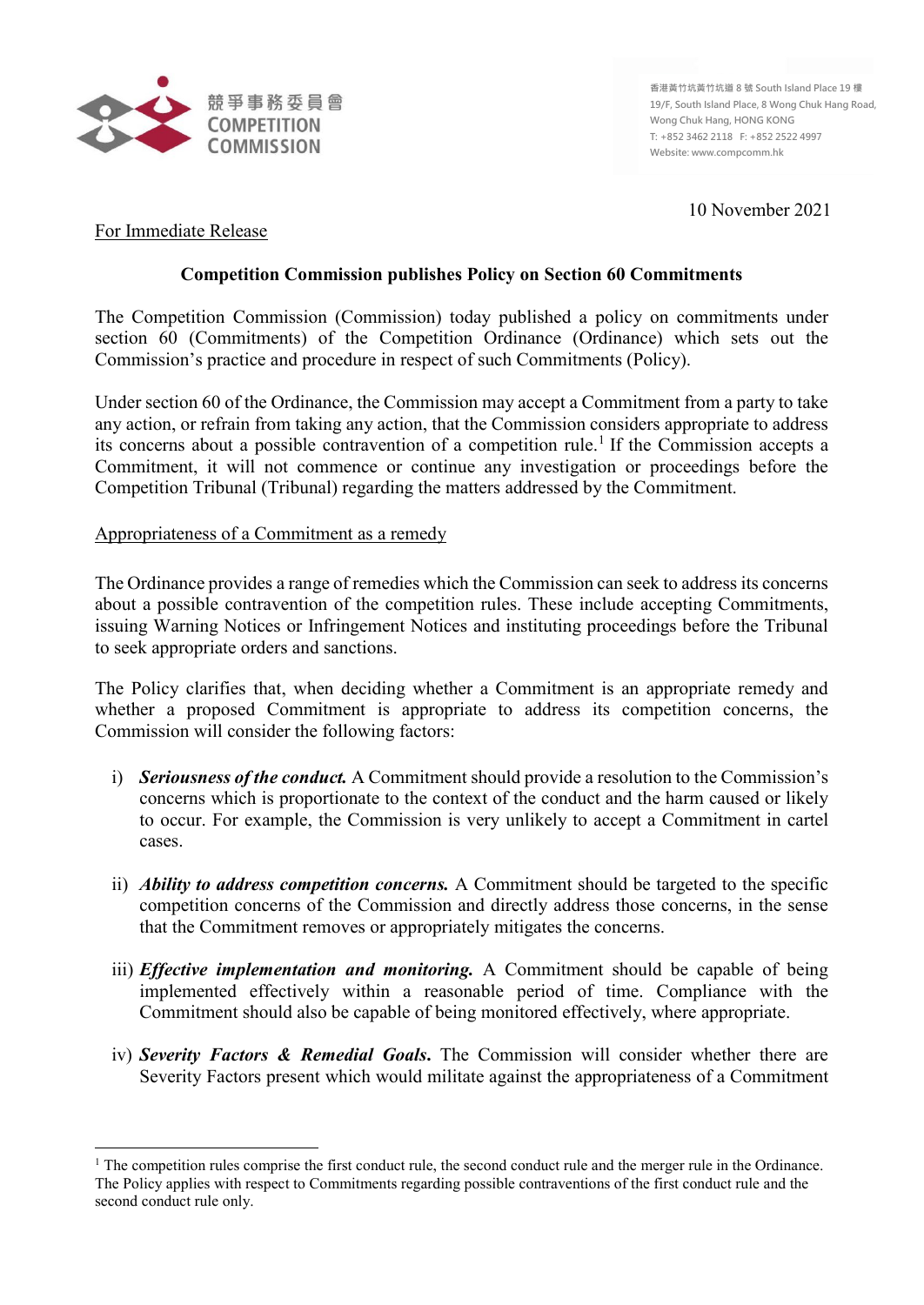競爭事務委員會
COMPETITION COMMISSION

香港黃竹坑黃竹坑道 8 號 South Island Place 19 樓
19/F, South Island Place, 8 Wong Chuk Hang Road, Wong Chuk Hang, HONG KONG
T: +852 3462 2118 F: +852 2522 4997
Website: www.compcomm.hk

10 November 2021

For Immediate Release

**Competition Commission publishes Policy on Section 60 Commitments**

The Competition Commission (Commission) today published a policy on commitments under section 60 (Commitments) of the Competition Ordinance (Ordinance) which sets out the Commission's practice and procedure in respect of such Commitments (Policy).

Under section 60 of the Ordinance, the Commission may accept a Commitment from a party to take any action, or refrain from taking any action, that the Commission considers appropriate to address its concerns about a possible contravention of a competition rule.[1] If the Commission accepts a Commitment, it will not commence or continue any investigation or proceedings before the Competition Tribunal (Tribunal) regarding the matters addressed by the Commitment.

Appropriateness of a Commitment as a remedy

The Ordinance provides a range of remedies which the Commission can seek to address its concerns about a possible contravention of the competition rules. These include accepting Commitments, issuing Warning Notices or Infringement Notices and instituting proceedings before the Tribunal to seek appropriate orders and sanctions.

The Policy clarifies that, when deciding whether a Commitment is an appropriate remedy and whether a proposed Commitment is appropriate to address its competition concerns, the Commission will consider the following factors:

i) ***Seriousness of the conduct.*** A Commitment should provide a resolution to the Commission's concerns which is proportionate to the context of the conduct and the harm caused or likely to occur. For example, the Commission is very unlikely to accept a Commitment in cartel cases.

ii) ***Ability to address competition concerns.*** A Commitment should be targeted to the specific competition concerns of the Commission and directly address those concerns, in the sense that the Commitment removes or appropriately mitigates the concerns.

iii) ***Effective implementation and monitoring.*** A Commitment should be capable of being implemented effectively within a reasonable period of time. Compliance with the Commitment should also be capable of being monitored effectively, where appropriate.

iv) ***Severity Factors & Remedial Goals.*** The Commission will consider whether there are Severity Factors present which would militate against the appropriateness of a Commitment

[1] The competition rules comprise the first conduct rule, the second conduct rule and the merger rule in the Ordinance. The Policy applies with respect to Commitments regarding possible contraventions of the first conduct rule and the second conduct rule only.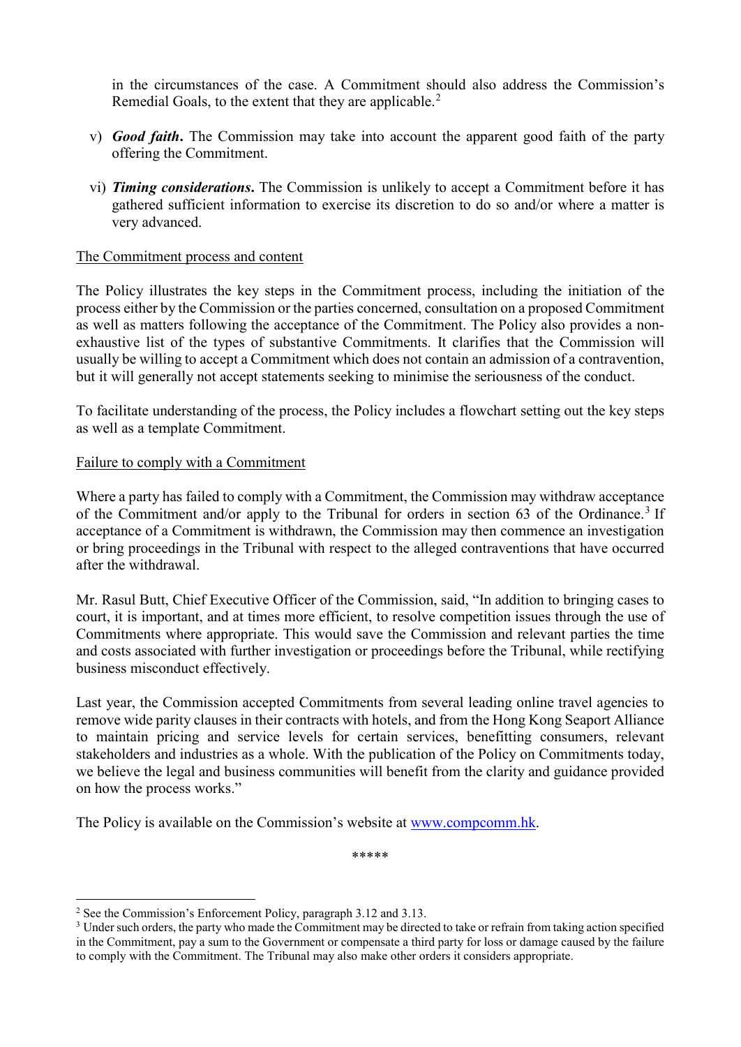in the circumstances of the case. A Commitment should also address the Commission's Remedial Goals, to the extent that they are applicable.[2]

v) ***Good faith***. The Commission may take into account the apparent good faith of the party offering the Commitment.

vi) ***Timing considerations***. The Commission is unlikely to accept a Commitment before it has gathered sufficient information to exercise its discretion to do so and/or where a matter is very advanced.

<u>The Commitment process and content</u>

The Policy illustrates the key steps in the Commitment process, including the initiation of the process either by the Commission or the parties concerned, consultation on a proposed Commitment as well as matters following the acceptance of the Commitment. The Policy also provides a non-exhaustive list of the types of substantive Commitments. It clarifies that the Commission will usually be willing to accept a Commitment which does not contain an admission of a contravention, but it will generally not accept statements seeking to minimise the seriousness of the conduct.

To facilitate understanding of the process, the Policy includes a flowchart setting out the key steps as well as a template Commitment.

<u>Failure to comply with a Commitment</u>

Where a party has failed to comply with a Commitment, the Commission may withdraw acceptance of the Commitment and/or apply to the Tribunal for orders in section 63 of the Ordinance.[3] If acceptance of a Commitment is withdrawn, the Commission may then commence an investigation or bring proceedings in the Tribunal with respect to the alleged contraventions that have occurred after the withdrawal.

Mr. Rasul Butt, Chief Executive Officer of the Commission, said, "In addition to bringing cases to court, it is important, and at times more efficient, to resolve competition issues through the use of Commitments where appropriate. This would save the Commission and relevant parties the time and costs associated with further investigation or proceedings before the Tribunal, while rectifying business misconduct effectively.

Last year, the Commission accepted Commitments from several leading online travel agencies to remove wide parity clauses in their contracts with hotels, and from the Hong Kong Seaport Alliance to maintain pricing and service levels for certain services, benefitting consumers, relevant stakeholders and industries as a whole. With the publication of the Policy on Commitments today, we believe the legal and business communities will benefit from the clarity and guidance provided on how the process works."

The Policy is available on the Commission's website at www.compcomm.hk.

*****

---

[2] See the Commission's Enforcement Policy, paragraph 3.12 and 3.13.

[3] Under such orders, the party who made the Commitment may be directed to take or refrain from taking action specified in the Commitment, pay a sum to the Government or compensate a third party for loss or damage caused by the failure to comply with the Commitment. The Tribunal may also make other orders it considers appropriate.